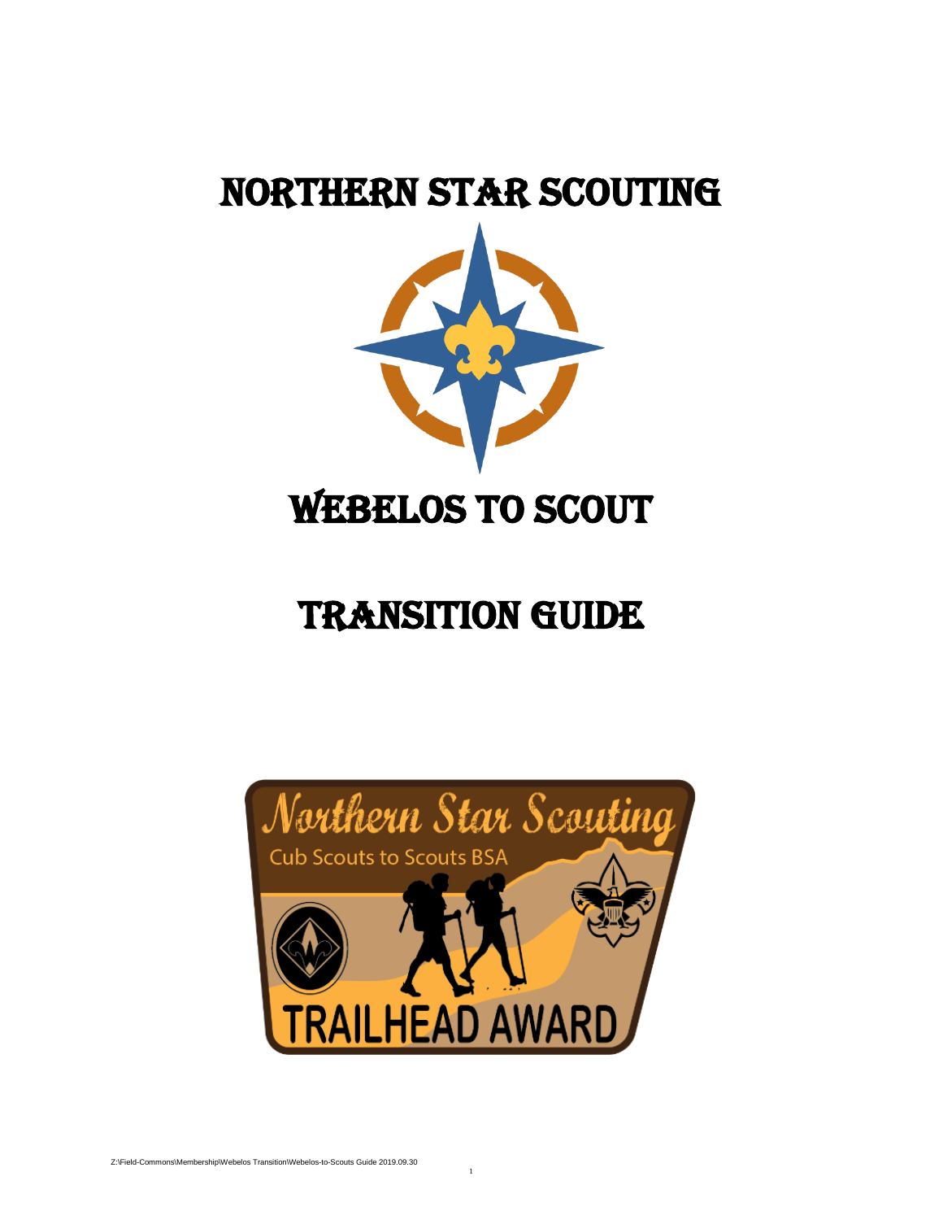# Northern Star Scouting

# Webelos to Scout

# Transition Guide

Northern Star Scouting

Cub Scouts to Scouts BSA

TRAILHEAD AWARD

Z:\Field-Commons\Membership\Webelos Transition\Webelos-to-Scouts Guide 2019.09.30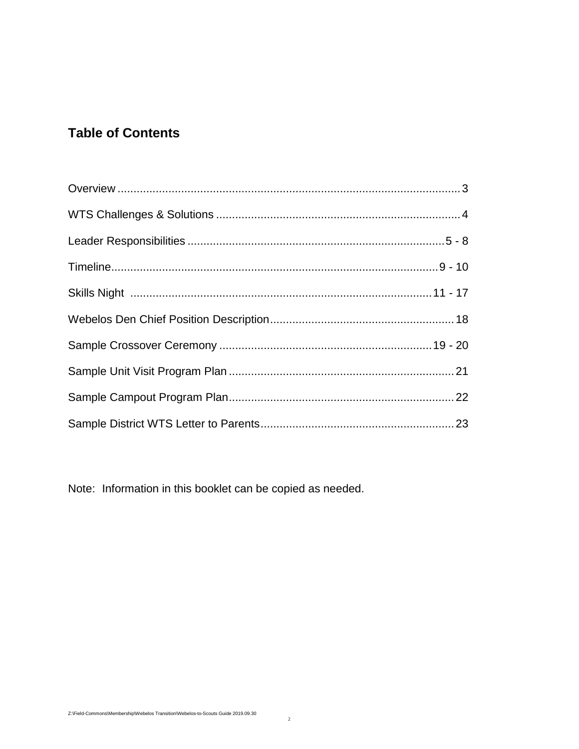## Table of Contents

| | |
|---|---|
| Overview | 3 |
| WTS Challenges & Solutions | 4 |
| Leader Responsibilities | 5 - 8 |
| Timeline | 9 - 10 |
| Skills Night | 11 - 17 |
| Webelos Den Chief Position Description | 18 |
| Sample Crossover Ceremony | 19 - 20 |
| Sample Unit Visit Program Plan | 21 |
| Sample Campout Program Plan | 22 |
| Sample District WTS Letter to Parents | 23 |

Note: Information in this booklet can be copied as needed.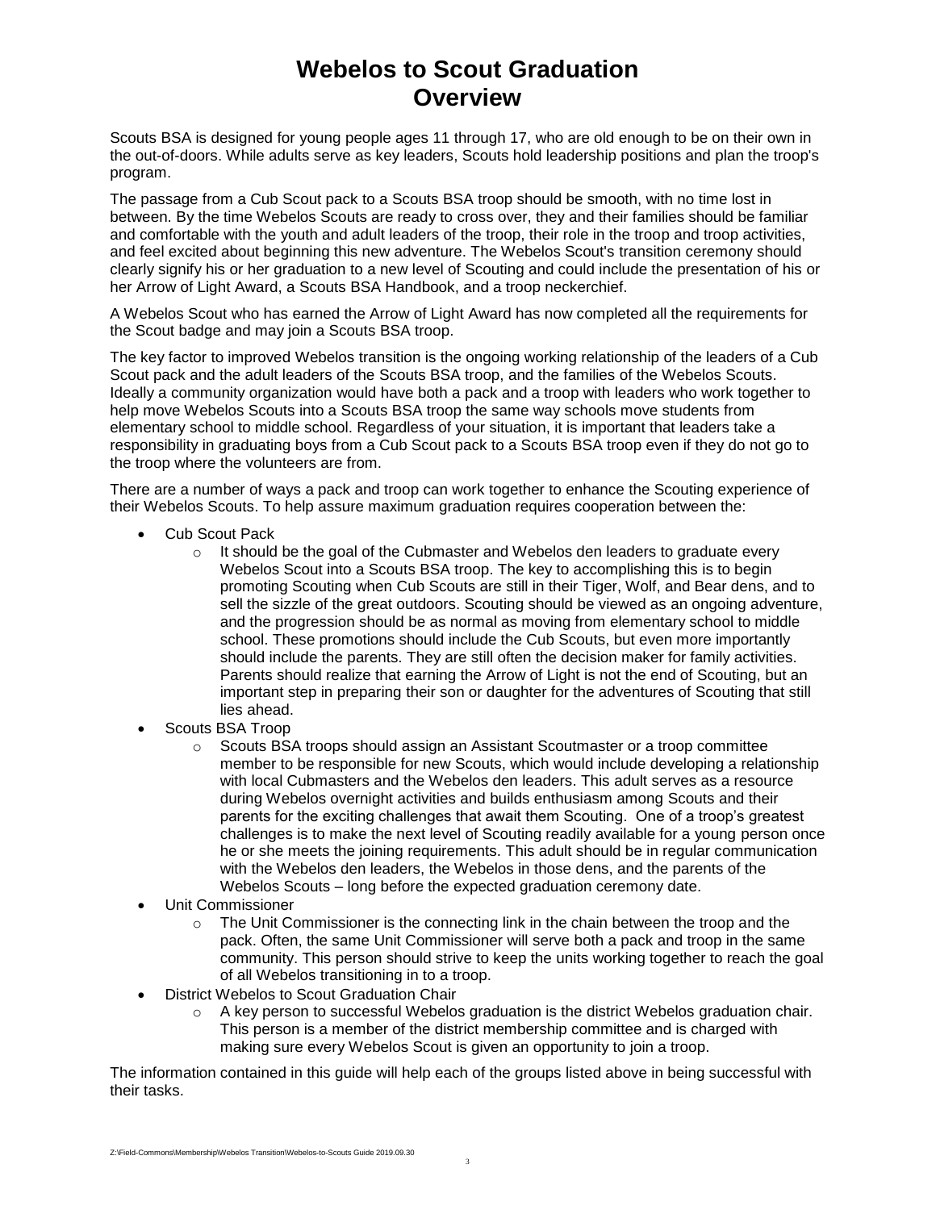# Webelos to Scout Graduation
# Overview

Scouts BSA is designed for young people ages 11 through 17, who are old enough to be on their own in the out-of-doors. While adults serve as key leaders, Scouts hold leadership positions and plan the troop's program.

The passage from a Cub Scout pack to a Scouts BSA troop should be smooth, with no time lost in between. By the time Webelos Scouts are ready to cross over, they and their families should be familiar and comfortable with the youth and adult leaders of the troop, their role in the troop and troop activities, and feel excited about beginning this new adventure. The Webelos Scout's transition ceremony should clearly signify his or her graduation to a new level of Scouting and could include the presentation of his or her Arrow of Light Award, a Scouts BSA Handbook, and a troop neckerchief.

A Webelos Scout who has earned the Arrow of Light Award has now completed all the requirements for the Scout badge and may join a Scouts BSA troop.

The key factor to improved Webelos transition is the ongoing working relationship of the leaders of a Cub Scout pack and the adult leaders of the Scouts BSA troop, and the families of the Webelos Scouts. Ideally a community organization would have both a pack and a troop with leaders who work together to help move Webelos Scouts into a Scouts BSA troop the same way schools move students from elementary school to middle school. Regardless of your situation, it is important that leaders take a responsibility in graduating boys from a Cub Scout pack to a Scouts BSA troop even if they do not go to the troop where the volunteers are from.

There are a number of ways a pack and troop can work together to enhance the Scouting experience of their Webelos Scouts. To help assure maximum graduation requires cooperation between the:

- Cub Scout Pack
  - It should be the goal of the Cubmaster and Webelos den leaders to graduate every Webelos Scout into a Scouts BSA troop. The key to accomplishing this is to begin promoting Scouting when Cub Scouts are still in their Tiger, Wolf, and Bear dens, and to sell the sizzle of the great outdoors. Scouting should be viewed as an ongoing adventure, and the progression should be as normal as moving from elementary school to middle school. These promotions should include the Cub Scouts, but even more importantly should include the parents. They are still often the decision maker for family activities. Parents should realize that earning the Arrow of Light is not the end of Scouting, but an important step in preparing their son or daughter for the adventures of Scouting that still lies ahead.
- Scouts BSA Troop
  - Scouts BSA troops should assign an Assistant Scoutmaster or a troop committee member to be responsible for new Scouts, which would include developing a relationship with local Cubmasters and the Webelos den leaders. This adult serves as a resource during Webelos overnight activities and builds enthusiasm among Scouts and their parents for the exciting challenges that await them Scouting. One of a troop's greatest challenges is to make the next level of Scouting readily available for a young person once he or she meets the joining requirements. This adult should be in regular communication with the Webelos den leaders, the Webelos in those dens, and the parents of the Webelos Scouts – long before the expected graduation ceremony date.
- Unit Commissioner
  - The Unit Commissioner is the connecting link in the chain between the troop and the pack. Often, the same Unit Commissioner will serve both a pack and troop in the same community. This person should strive to keep the units working together to reach the goal of all Webelos transitioning in to a troop.
- District Webelos to Scout Graduation Chair
  - A key person to successful Webelos graduation is the district Webelos graduation chair. This person is a member of the district membership committee and is charged with making sure every Webelos Scout is given an opportunity to join a troop.

The information contained in this guide will help each of the groups listed above in being successful with their tasks.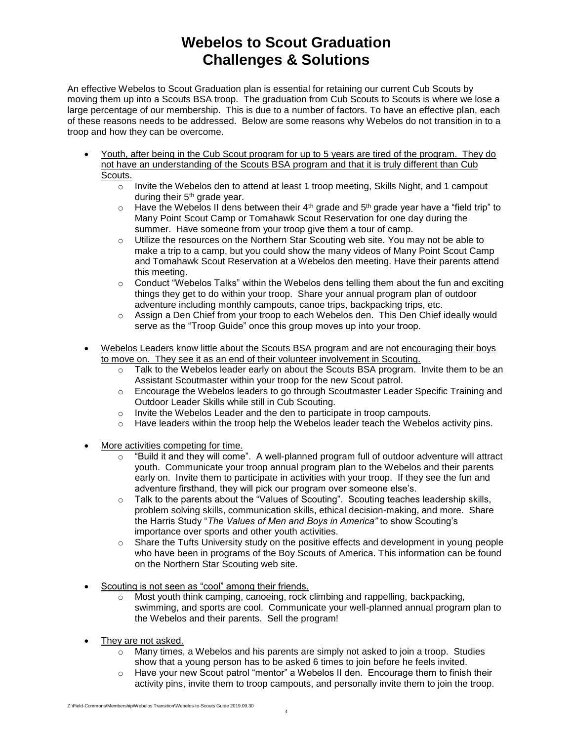# Webelos to Scout Graduation Challenges & Solutions

An effective Webelos to Scout Graduation plan is essential for retaining our current Cub Scouts by moving them up into a Scouts BSA troop. The graduation from Cub Scouts to Scouts is where we lose a large percentage of our membership. This is due to a number of factors. To have an effective plan, each of these reasons needs to be addressed. Below are some reasons why Webelos do not transition in to a troop and how they can be overcome.

- <u>Youth, after being in the Cub Scout program for up to 5 years are tired of the program. They do not have an understanding of the Scouts BSA program and that it is truly different than Cub Scouts.</u>
  - Invite the Webelos den to attend at least 1 troop meeting, Skills Night, and 1 campout during their 5th grade year.
  - Have the Webelos II dens between their 4th grade and 5th grade year have a "field trip" to Many Point Scout Camp or Tomahawk Scout Reservation for one day during the summer. Have someone from your troop give them a tour of camp.
  - Utilize the resources on the Northern Star Scouting web site. You may not be able to make a trip to a camp, but you could show the many videos of Many Point Scout Camp and Tomahawk Scout Reservation at a Webelos den meeting. Have their parents attend this meeting.
  - Conduct "Webelos Talks" within the Webelos dens telling them about the fun and exciting things they get to do within your troop. Share your annual program plan of outdoor adventure including monthly campouts, canoe trips, backpacking trips, etc.
  - Assign a Den Chief from your troop to each Webelos den. This Den Chief ideally would serve as the "Troop Guide" once this group moves up into your troop.

- <u>Webelos Leaders know little about the Scouts BSA program and are not encouraging their boys to move on. They see it as an end of their volunteer involvement in Scouting.</u>
  - Talk to the Webelos leader early on about the Scouts BSA program. Invite them to be an Assistant Scoutmaster within your troop for the new Scout patrol.
  - Encourage the Webelos leaders to go through Scoutmaster Leader Specific Training and Outdoor Leader Skills while still in Cub Scouting.
  - Invite the Webelos Leader and the den to participate in troop campouts.
  - Have leaders within the troop help the Webelos leader teach the Webelos activity pins.

- <u>More activities competing for time.</u>
  - "Build it and they will come". A well-planned program full of outdoor adventure will attract youth. Communicate your troop annual program plan to the Webelos and their parents early on. Invite them to participate in activities with your troop. If they see the fun and adventure firsthand, they will pick our program over someone else's.
  - Talk to the parents about the "Values of Scouting". Scouting teaches leadership skills, problem solving skills, communication skills, ethical decision-making, and more. Share the Harris Study "*The Values of Men and Boys in America"* to show Scouting's importance over sports and other youth activities.
  - Share the Tufts University study on the positive effects and development in young people who have been in programs of the Boy Scouts of America. This information can be found on the Northern Star Scouting web site.

- <u>Scouting is not seen as "cool" among their friends.</u>
  - Most youth think camping, canoeing, rock climbing and rappelling, backpacking, swimming, and sports are cool. Communicate your well-planned annual program plan to the Webelos and their parents. Sell the program!

- <u>They are not asked.</u>
  - Many times, a Webelos and his parents are simply not asked to join a troop. Studies show that a young person has to be asked 6 times to join before he feels invited.
  - Have your new Scout patrol "mentor" a Webelos II den. Encourage them to finish their activity pins, invite them to troop campouts, and personally invite them to join the troop.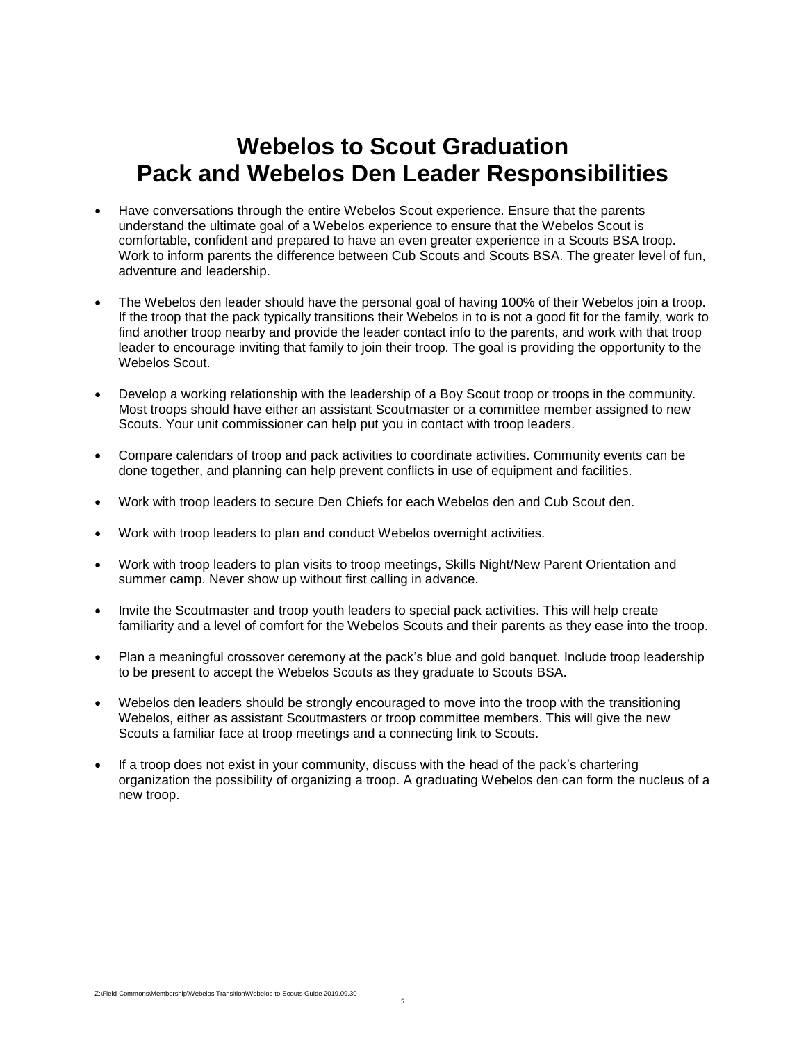# Webelos to Scout Graduation
# Pack and Webelos Den Leader Responsibilities

- Have conversations through the entire Webelos Scout experience. Ensure that the parents understand the ultimate goal of a Webelos experience to ensure that the Webelos Scout is comfortable, confident and prepared to have an even greater experience in a Scouts BSA troop. Work to inform parents the difference between Cub Scouts and Scouts BSA. The greater level of fun, adventure and leadership.

- The Webelos den leader should have the personal goal of having 100% of their Webelos join a troop. If the troop that the pack typically transitions their Webelos in to is not a good fit for the family, work to find another troop nearby and provide the leader contact info to the parents, and work with that troop leader to encourage inviting that family to join their troop. The goal is providing the opportunity to the Webelos Scout.

- Develop a working relationship with the leadership of a Boy Scout troop or troops in the community. Most troops should have either an assistant Scoutmaster or a committee member assigned to new Scouts. Your unit commissioner can help put you in contact with troop leaders.

- Compare calendars of troop and pack activities to coordinate activities. Community events can be done together, and planning can help prevent conflicts in use of equipment and facilities.

- Work with troop leaders to secure Den Chiefs for each Webelos den and Cub Scout den.

- Work with troop leaders to plan and conduct Webelos overnight activities.

- Work with troop leaders to plan visits to troop meetings, Skills Night/New Parent Orientation and summer camp. Never show up without first calling in advance.

- Invite the Scoutmaster and troop youth leaders to special pack activities. This will help create familiarity and a level of comfort for the Webelos Scouts and their parents as they ease into the troop.

- Plan a meaningful crossover ceremony at the pack's blue and gold banquet. Include troop leadership to be present to accept the Webelos Scouts as they graduate to Scouts BSA.

- Webelos den leaders should be strongly encouraged to move into the troop with the transitioning Webelos, either as assistant Scoutmasters or troop committee members. This will give the new Scouts a familiar face at troop meetings and a connecting link to Scouts.

- If a troop does not exist in your community, discuss with the head of the pack's chartering organization the possibility of organizing a troop. A graduating Webelos den can form the nucleus of a new troop.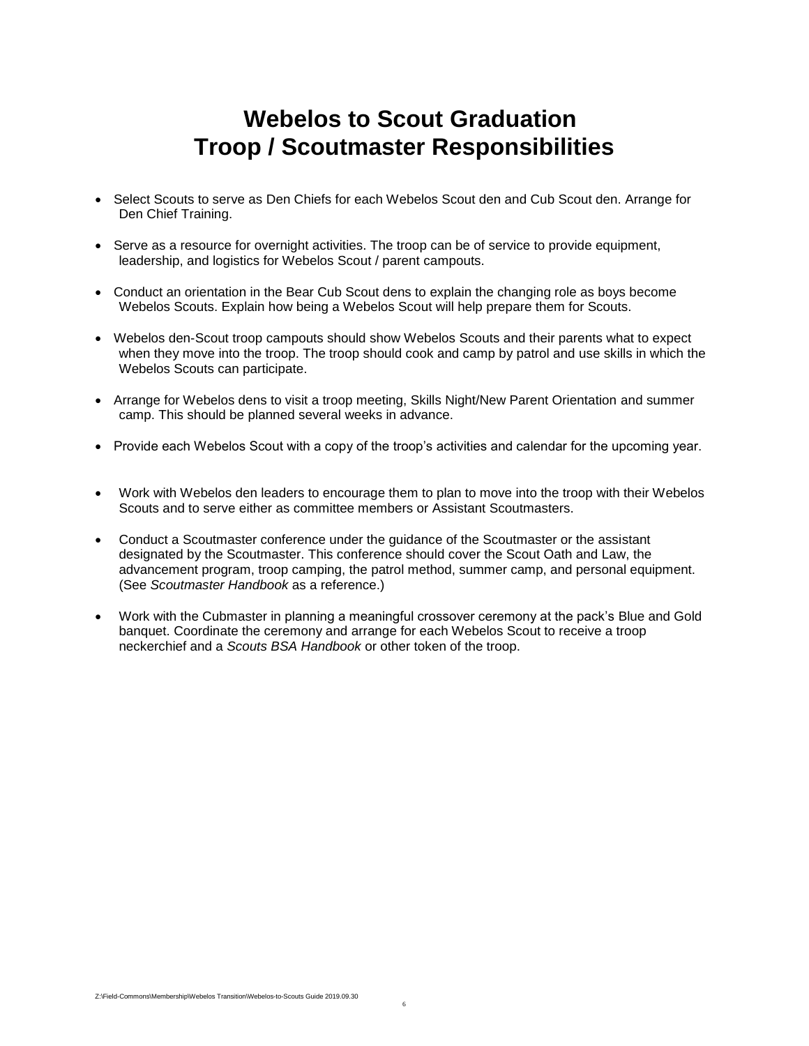# Webelos to Scout Graduation
# Troop / Scoutmaster Responsibilities

- Select Scouts to serve as Den Chiefs for each Webelos Scout den and Cub Scout den. Arrange for Den Chief Training.
- Serve as a resource for overnight activities. The troop can be of service to provide equipment, leadership, and logistics for Webelos Scout / parent campouts.
- Conduct an orientation in the Bear Cub Scout dens to explain the changing role as boys become Webelos Scouts. Explain how being a Webelos Scout will help prepare them for Scouts.
- Webelos den-Scout troop campouts should show Webelos Scouts and their parents what to expect when they move into the troop. The troop should cook and camp by patrol and use skills in which the Webelos Scouts can participate.
- Arrange for Webelos dens to visit a troop meeting, Skills Night/New Parent Orientation and summer camp. This should be planned several weeks in advance.
- Provide each Webelos Scout with a copy of the troop's activities and calendar for the upcoming year.
- Work with Webelos den leaders to encourage them to plan to move into the troop with their Webelos Scouts and to serve either as committee members or Assistant Scoutmasters.
- Conduct a Scoutmaster conference under the guidance of the Scoutmaster or the assistant designated by the Scoutmaster. This conference should cover the Scout Oath and Law, the advancement program, troop camping, the patrol method, summer camp, and personal equipment. (See *Scoutmaster Handbook* as a reference.)
- Work with the Cubmaster in planning a meaningful crossover ceremony at the pack's Blue and Gold banquet. Coordinate the ceremony and arrange for each Webelos Scout to receive a troop neckerchief and a *Scouts BSA Handbook* or other token of the troop.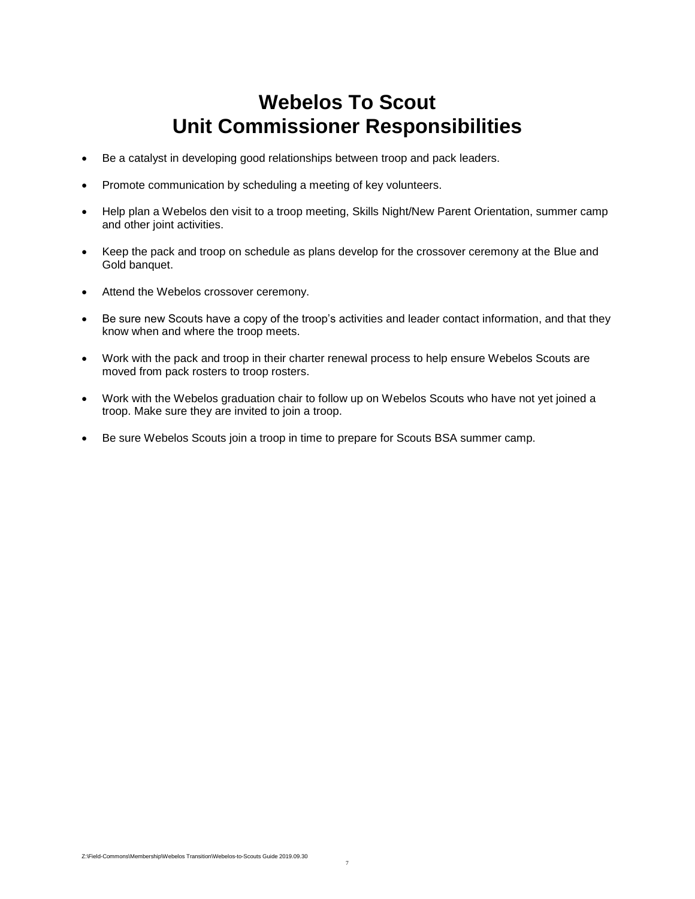# Webelos To Scout
# Unit Commissioner Responsibilities

- Be a catalyst in developing good relationships between troop and pack leaders.
- Promote communication by scheduling a meeting of key volunteers.
- Help plan a Webelos den visit to a troop meeting, Skills Night/New Parent Orientation, summer camp and other joint activities.
- Keep the pack and troop on schedule as plans develop for the crossover ceremony at the Blue and Gold banquet.
- Attend the Webelos crossover ceremony.
- Be sure new Scouts have a copy of the troop's activities and leader contact information, and that they know when and where the troop meets.
- Work with the pack and troop in their charter renewal process to help ensure Webelos Scouts are moved from pack rosters to troop rosters.
- Work with the Webelos graduation chair to follow up on Webelos Scouts who have not yet joined a troop. Make sure they are invited to join a troop.
- Be sure Webelos Scouts join a troop in time to prepare for Scouts BSA summer camp.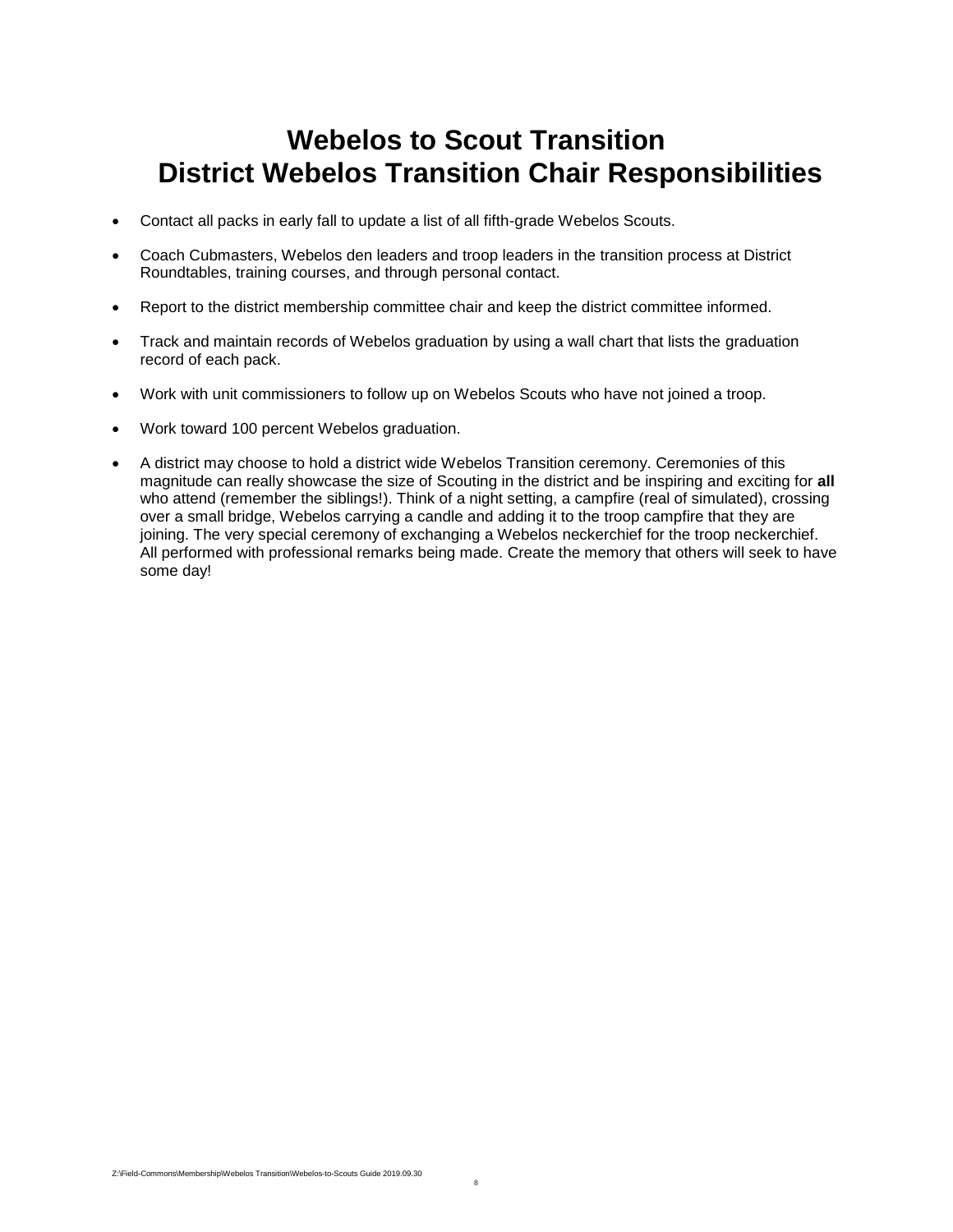# Webelos to Scout Transition
# District Webelos Transition Chair Responsibilities

- Contact all packs in early fall to update a list of all fifth-grade Webelos Scouts.
- Coach Cubmasters, Webelos den leaders and troop leaders in the transition process at District Roundtables, training courses, and through personal contact.
- Report to the district membership committee chair and keep the district committee informed.
- Track and maintain records of Webelos graduation by using a wall chart that lists the graduation record of each pack.
- Work with unit commissioners to follow up on Webelos Scouts who have not joined a troop.
- Work toward 100 percent Webelos graduation.
- A district may choose to hold a district wide Webelos Transition ceremony. Ceremonies of this magnitude can really showcase the size of Scouting in the district and be inspiring and exciting for **all** who attend (remember the siblings!). Think of a night setting, a campfire (real of simulated), crossing over a small bridge, Webelos carrying a candle and adding it to the troop campfire that they are joining. The very special ceremony of exchanging a Webelos neckerchief for the troop neckerchief. All performed with professional remarks being made. Create the memory that others will seek to have some day!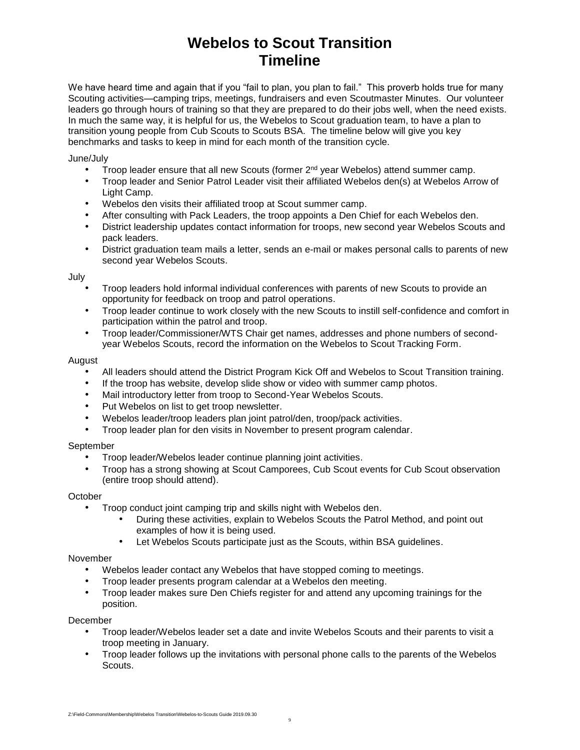# Webelos to Scout Transition Timeline

We have heard time and again that if you "fail to plan, you plan to fail." This proverb holds true for many Scouting activities—camping trips, meetings, fundraisers and even Scoutmaster Minutes. Our volunteer leaders go through hours of training so that they are prepared to do their jobs well, when the need exists. In much the same way, it is helpful for us, the Webelos to Scout graduation team, to have a plan to transition young people from Cub Scouts to Scouts BSA. The timeline below will give you key benchmarks and tasks to keep in mind for each month of the transition cycle.

June/July

- Troop leader ensure that all new Scouts (former 2nd year Webelos) attend summer camp.
- Troop leader and Senior Patrol Leader visit their affiliated Webelos den(s) at Webelos Arrow of Light Camp.
- Webelos den visits their affiliated troop at Scout summer camp.
- After consulting with Pack Leaders, the troop appoints a Den Chief for each Webelos den.
- District leadership updates contact information for troops, new second year Webelos Scouts and pack leaders.
- District graduation team mails a letter, sends an e-mail or makes personal calls to parents of new second year Webelos Scouts.

July

- Troop leaders hold informal individual conferences with parents of new Scouts to provide an opportunity for feedback on troop and patrol operations.
- Troop leader continue to work closely with the new Scouts to instill self-confidence and comfort in participation within the patrol and troop.
- Troop leader/Commissioner/WTS Chair get names, addresses and phone numbers of second-year Webelos Scouts, record the information on the Webelos to Scout Tracking Form.

August

- All leaders should attend the District Program Kick Off and Webelos to Scout Transition training.
- If the troop has website, develop slide show or video with summer camp photos.
- Mail introductory letter from troop to Second-Year Webelos Scouts.
- Put Webelos on list to get troop newsletter.
- Webelos leader/troop leaders plan joint patrol/den, troop/pack activities.
- Troop leader plan for den visits in November to present program calendar.

September

- Troop leader/Webelos leader continue planning joint activities.
- Troop has a strong showing at Scout Camporees, Cub Scout events for Cub Scout observation (entire troop should attend).

October

- Troop conduct joint camping trip and skills night with Webelos den.
  - During these activities, explain to Webelos Scouts the Patrol Method, and point out examples of how it is being used.
  - Let Webelos Scouts participate just as the Scouts, within BSA guidelines.

November

- Webelos leader contact any Webelos that have stopped coming to meetings.
- Troop leader presents program calendar at a Webelos den meeting.
- Troop leader makes sure Den Chiefs register for and attend any upcoming trainings for the position.

December

- Troop leader/Webelos leader set a date and invite Webelos Scouts and their parents to visit a troop meeting in January.
- Troop leader follows up the invitations with personal phone calls to the parents of the Webelos Scouts.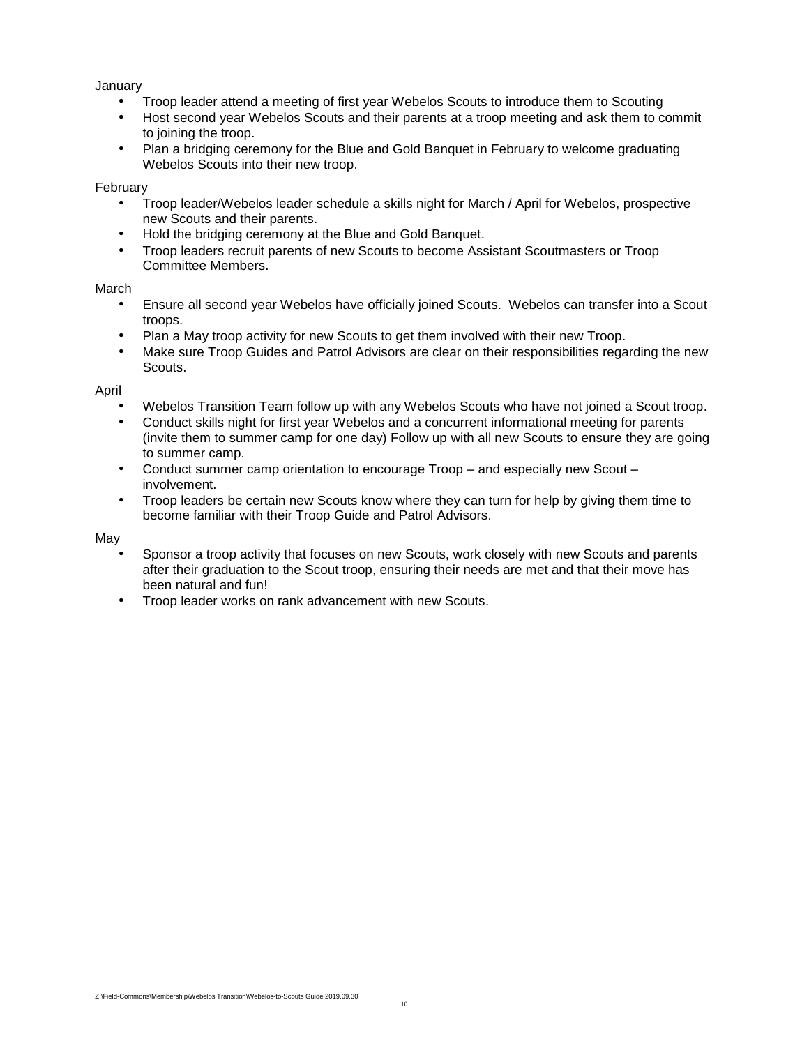January

- Troop leader attend a meeting of first year Webelos Scouts to introduce them to Scouting
- Host second year Webelos Scouts and their parents at a troop meeting and ask them to commit to joining the troop.
- Plan a bridging ceremony for the Blue and Gold Banquet in February to welcome graduating Webelos Scouts into their new troop.

February

- Troop leader/Webelos leader schedule a skills night for March / April for Webelos, prospective new Scouts and their parents.
- Hold the bridging ceremony at the Blue and Gold Banquet.
- Troop leaders recruit parents of new Scouts to become Assistant Scoutmasters or Troop Committee Members.

March

- Ensure all second year Webelos have officially joined Scouts. Webelos can transfer into a Scout troops.
- Plan a May troop activity for new Scouts to get them involved with their new Troop.
- Make sure Troop Guides and Patrol Advisors are clear on their responsibilities regarding the new Scouts.

April

- Webelos Transition Team follow up with any Webelos Scouts who have not joined a Scout troop.
- Conduct skills night for first year Webelos and a concurrent informational meeting for parents (invite them to summer camp for one day) Follow up with all new Scouts to ensure they are going to summer camp.
- Conduct summer camp orientation to encourage Troop – and especially new Scout – involvement.
- Troop leaders be certain new Scouts know where they can turn for help by giving them time to become familiar with their Troop Guide and Patrol Advisors.

May

- Sponsor a troop activity that focuses on new Scouts, work closely with new Scouts and parents after their graduation to the Scout troop, ensuring their needs are met and that their move has been natural and fun!
- Troop leader works on rank advancement with new Scouts.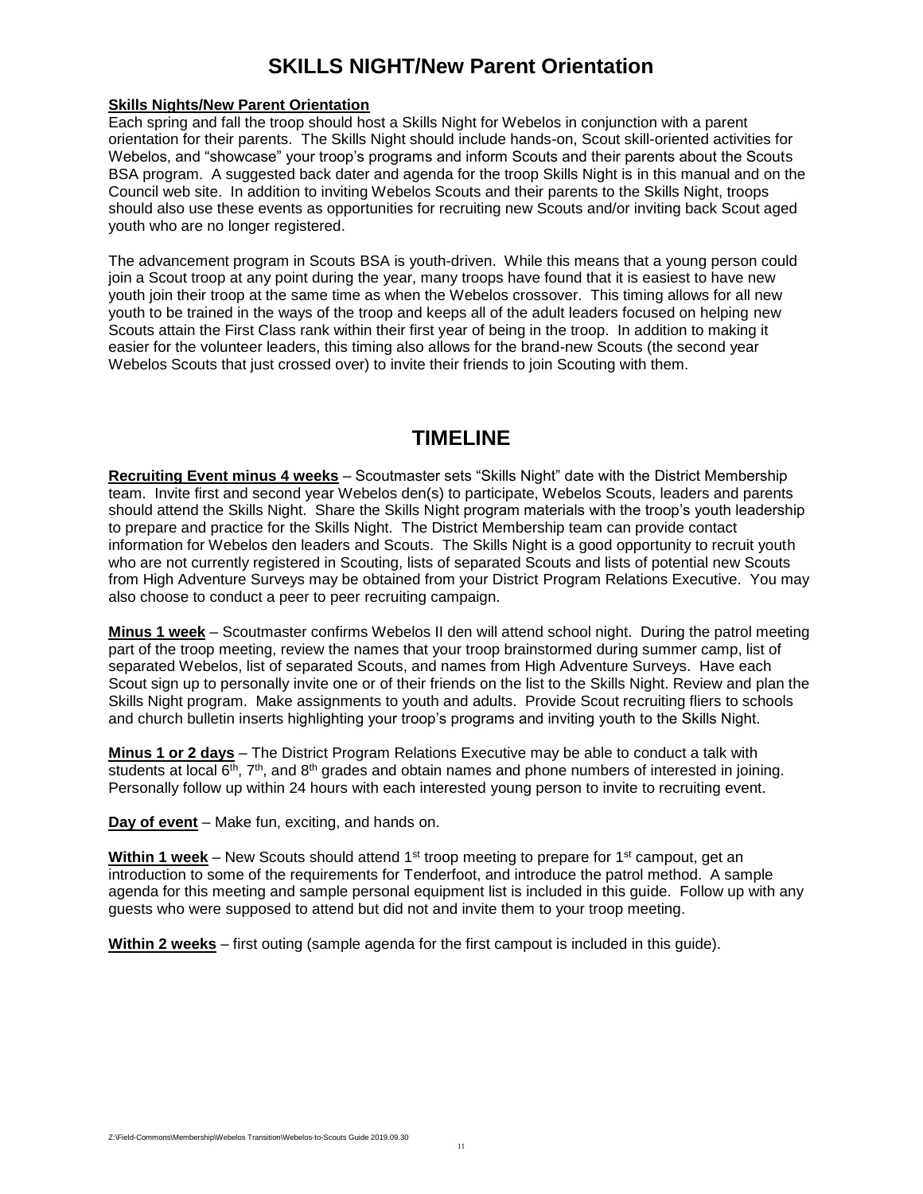# SKILLS NIGHT/New Parent Orientation

**Skills Nights/New Parent Orientation**

Each spring and fall the troop should host a Skills Night for Webelos in conjunction with a parent orientation for their parents. The Skills Night should include hands-on, Scout skill-oriented activities for Webelos, and "showcase" your troop's programs and inform Scouts and their parents about the Scouts BSA program. A suggested back dater and agenda for the troop Skills Night is in this manual and on the Council web site. In addition to inviting Webelos Scouts and their parents to the Skills Night, troops should also use these events as opportunities for recruiting new Scouts and/or inviting back Scout aged youth who are no longer registered.

The advancement program in Scouts BSA is youth-driven. While this means that a young person could join a Scout troop at any point during the year, many troops have found that it is easiest to have new youth join their troop at the same time as when the Webelos crossover. This timing allows for all new youth to be trained in the ways of the troop and keeps all of the adult leaders focused on helping new Scouts attain the First Class rank within their first year of being in the troop. In addition to making it easier for the volunteer leaders, this timing also allows for the brand-new Scouts (the second year Webelos Scouts that just crossed over) to invite their friends to join Scouting with them.

# TIMELINE

**Recruiting Event minus 4 weeks** – Scoutmaster sets "Skills Night" date with the District Membership team. Invite first and second year Webelos den(s) to participate, Webelos Scouts, leaders and parents should attend the Skills Night. Share the Skills Night program materials with the troop's youth leadership to prepare and practice for the Skills Night. The District Membership team can provide contact information for Webelos den leaders and Scouts. The Skills Night is a good opportunity to recruit youth who are not currently registered in Scouting, lists of separated Scouts and lists of potential new Scouts from High Adventure Surveys may be obtained from your District Program Relations Executive. You may also choose to conduct a peer to peer recruiting campaign.

**Minus 1 week** – Scoutmaster confirms Webelos II den will attend school night. During the patrol meeting part of the troop meeting, review the names that your troop brainstormed during summer camp, list of separated Webelos, list of separated Scouts, and names from High Adventure Surveys. Have each Scout sign up to personally invite one or of their friends on the list to the Skills Night. Review and plan the Skills Night program. Make assignments to youth and adults. Provide Scout recruiting fliers to schools and church bulletin inserts highlighting your troop's programs and inviting youth to the Skills Night.

**Minus 1 or 2 days** – The District Program Relations Executive may be able to conduct a talk with students at local 6th, 7th, and 8th grades and obtain names and phone numbers of interested in joining. Personally follow up within 24 hours with each interested young person to invite to recruiting event.

**Day of event** – Make fun, exciting, and hands on.

**Within 1 week** – New Scouts should attend 1st troop meeting to prepare for 1st campout, get an introduction to some of the requirements for Tenderfoot, and introduce the patrol method. A sample agenda for this meeting and sample personal equipment list is included in this guide. Follow up with any guests who were supposed to attend but did not and invite them to your troop meeting.

**Within 2 weeks** – first outing (sample agenda for the first campout is included in this guide).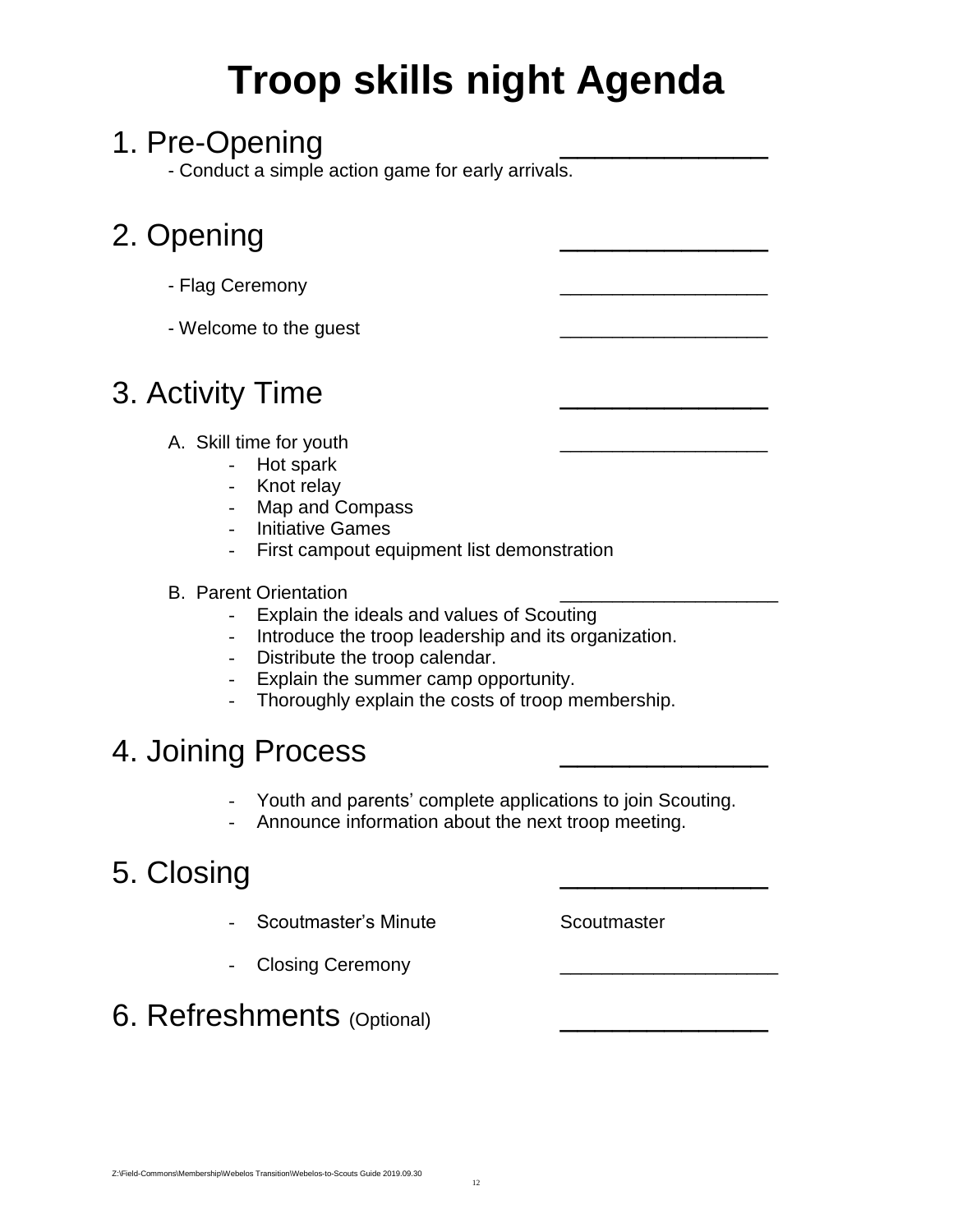# Troop skills night Agenda

## 1. Pre-Opening ______________

- Conduct a simple action game for early arrivals.

## 2. Opening ______________

- Flag Ceremony ____________________
- Welcome to the guest ____________________

## 3. Activity Time ______________

A. Skill time for youth ____________________

- Hot spark
- Knot relay
- Map and Compass
- Initiative Games
- First campout equipment list demonstration

B. Parent Orientation _____________________

- Explain the ideals and values of Scouting
- Introduce the troop leadership and its organization.
- Distribute the troop calendar.
- Explain the summer camp opportunity.
- Thoroughly explain the costs of troop membership.

## 4. Joining Process ______________

- Youth and parents' complete applications to join Scouting.
- Announce information about the next troop meeting.

## 5. Closing ______________

- Scoutmaster's Minute Scoutmaster
- Closing Ceremony _____________________

## 6. Refreshments (Optional) ______________

Z:\Field-Commons\Membership\Webelos Transition\Webelos-to-Scouts Guide 2019.09.30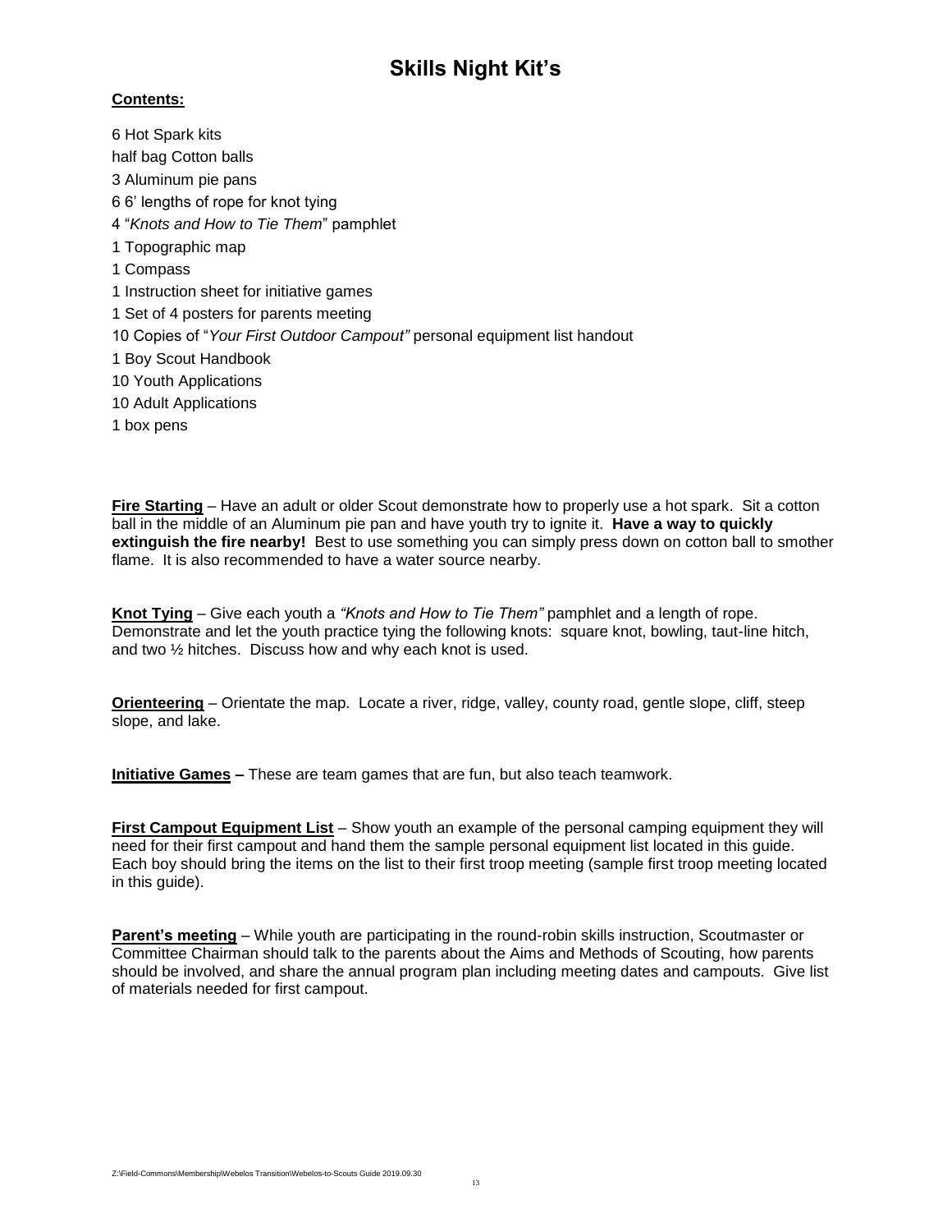# Skills Night Kit's

**Contents:**

6 Hot Spark kits
half bag Cotton balls
3 Aluminum pie pans
6 6' lengths of rope for knot tying
4 "*Knots and How to Tie Them*" pamphlet
1 Topographic map
1 Compass
1 Instruction sheet for initiative games
1 Set of 4 posters for parents meeting
10 Copies of "*Your First Outdoor Campout"* personal equipment list handout
1 Boy Scout Handbook
10 Youth Applications
10 Adult Applications
1 box pens

**Fire Starting** – Have an adult or older Scout demonstrate how to properly use a hot spark. Sit a cotton ball in the middle of an Aluminum pie pan and have youth try to ignite it. **Have a way to quickly extinguish the fire nearby!** Best to use something you can simply press down on cotton ball to smother flame. It is also recommended to have a water source nearby.

**Knot Tying** – Give each youth a *"Knots and How to Tie Them"* pamphlet and a length of rope. Demonstrate and let the youth practice tying the following knots: square knot, bowling, taut-line hitch, and two ½ hitches. Discuss how and why each knot is used.

**Orienteering** – Orientate the map. Locate a river, ridge, valley, county road, gentle slope, cliff, steep slope, and lake.

**Initiative Games –** These are team games that are fun, but also teach teamwork.

**First Campout Equipment List** – Show youth an example of the personal camping equipment they will need for their first campout and hand them the sample personal equipment list located in this guide. Each boy should bring the items on the list to their first troop meeting (sample first troop meeting located in this guide).

**Parent's meeting** – While youth are participating in the round-robin skills instruction, Scoutmaster or Committee Chairman should talk to the parents about the Aims and Methods of Scouting, how parents should be involved, and share the annual program plan including meeting dates and campouts. Give list of materials needed for first campout.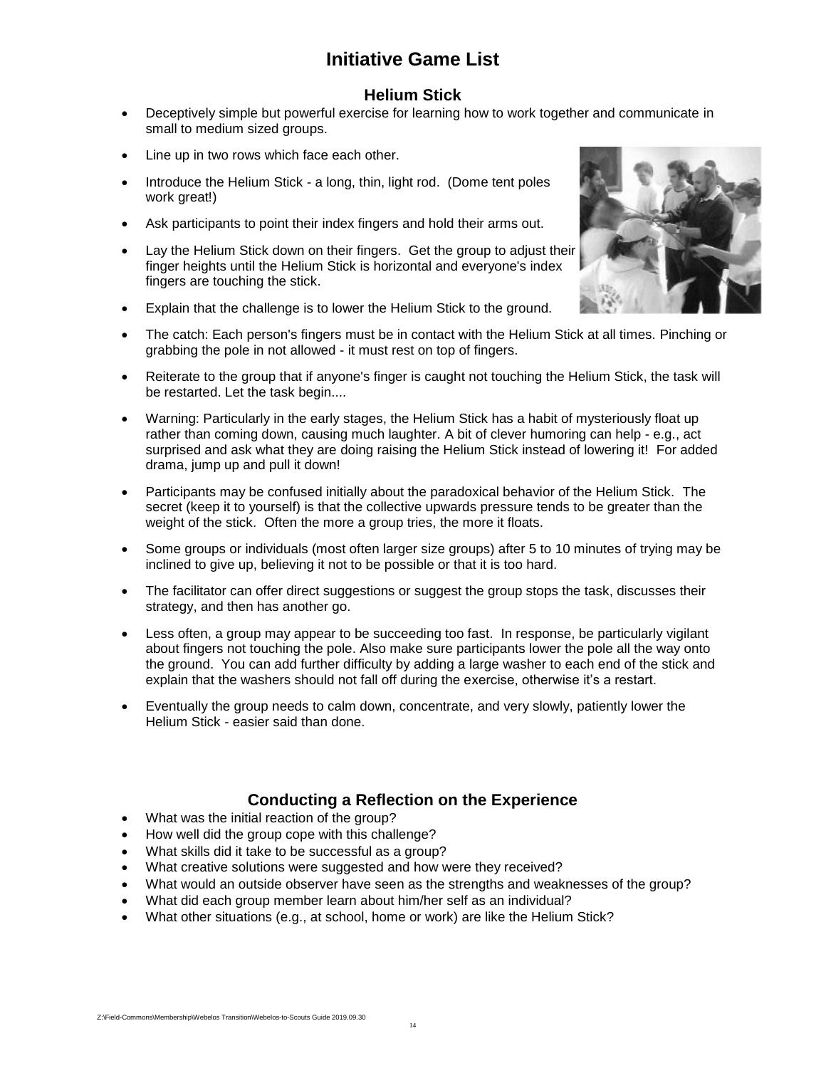# Initiative Game List

## Helium Stick

- Deceptively simple but powerful exercise for learning how to work together and communicate in small to medium sized groups.
- Line up in two rows which face each other.
- Introduce the Helium Stick - a long, thin, light rod. (Dome tent poles work great!)
- Ask participants to point their index fingers and hold their arms out.
- Lay the Helium Stick down on their fingers. Get the group to adjust their finger heights until the Helium Stick is horizontal and everyone's index fingers are touching the stick.
- Explain that the challenge is to lower the Helium Stick to the ground.
- The catch: Each person's fingers must be in contact with the Helium Stick at all times. Pinching or grabbing the pole in not allowed - it must rest on top of fingers.
- Reiterate to the group that if anyone's finger is caught not touching the Helium Stick, the task will be restarted. Let the task begin....
- Warning: Particularly in the early stages, the Helium Stick has a habit of mysteriously float up rather than coming down, causing much laughter. A bit of clever humoring can help - e.g., act surprised and ask what they are doing raising the Helium Stick instead of lowering it! For added drama, jump up and pull it down!
- Participants may be confused initially about the paradoxical behavior of the Helium Stick. The secret (keep it to yourself) is that the collective upwards pressure tends to be greater than the weight of the stick. Often the more a group tries, the more it floats.
- Some groups or individuals (most often larger size groups) after 5 to 10 minutes of trying may be inclined to give up, believing it not to be possible or that it is too hard.
- The facilitator can offer direct suggestions or suggest the group stops the task, discusses their strategy, and then has another go.
- Less often, a group may appear to be succeeding too fast. In response, be particularly vigilant about fingers not touching the pole. Also make sure participants lower the pole all the way onto the ground. You can add further difficulty by adding a large washer to each end of the stick and explain that the washers should not fall off during the exercise, otherwise it's a restart.
- Eventually the group needs to calm down, concentrate, and very slowly, patiently lower the Helium Stick - easier said than done.

## Conducting a Reflection on the Experience

- What was the initial reaction of the group?
- How well did the group cope with this challenge?
- What skills did it take to be successful as a group?
- What creative solutions were suggested and how were they received?
- What would an outside observer have seen as the strengths and weaknesses of the group?
- What did each group member learn about him/her self as an individual?
- What other situations (e.g., at school, home or work) are like the Helium Stick?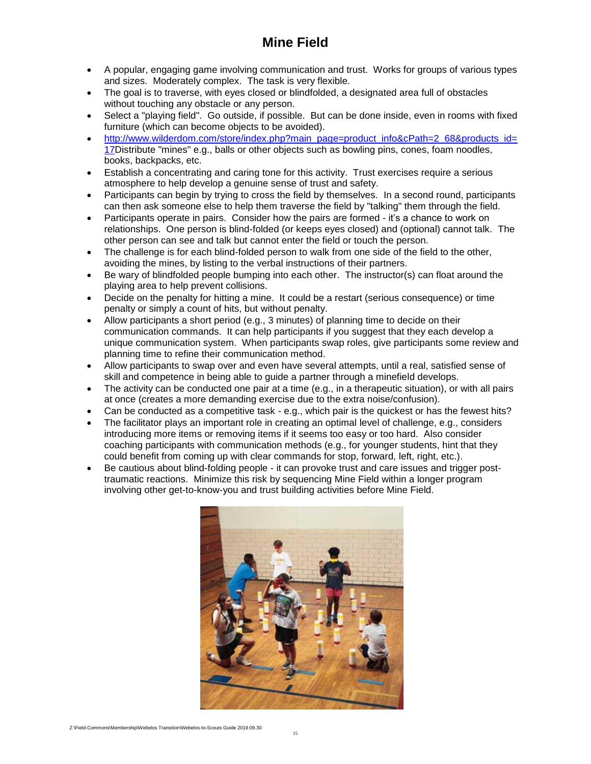# Mine Field

- A popular, engaging game involving communication and trust. Works for groups of various types and sizes. Moderately complex. The task is very flexible.
- The goal is to traverse, with eyes closed or blindfolded, a designated area full of obstacles without touching any obstacle or any person.
- Select a "playing field". Go outside, if possible. But can be done inside, even in rooms with fixed furniture (which can become objects to be avoided).
- http://www.wilderdom.com/store/index.php?main_page=product_info&cPath=2_68&products_id=17Distribute "mines" e.g., balls or other objects such as bowling pins, cones, foam noodles, books, backpacks, etc.
- Establish a concentrating and caring tone for this activity. Trust exercises require a serious atmosphere to help develop a genuine sense of trust and safety.
- Participants can begin by trying to cross the field by themselves. In a second round, participants can then ask someone else to help them traverse the field by "talking" them through the field.
- Participants operate in pairs. Consider how the pairs are formed - it's a chance to work on relationships. One person is blind-folded (or keeps eyes closed) and (optional) cannot talk. The other person can see and talk but cannot enter the field or touch the person.
- The challenge is for each blind-folded person to walk from one side of the field to the other, avoiding the mines, by listing to the verbal instructions of their partners.
- Be wary of blindfolded people bumping into each other. The instructor(s) can float around the playing area to help prevent collisions.
- Decide on the penalty for hitting a mine. It could be a restart (serious consequence) or time penalty or simply a count of hits, but without penalty.
- Allow participants a short period (e.g., 3 minutes) of planning time to decide on their communication commands. It can help participants if you suggest that they each develop a unique communication system. When participants swap roles, give participants some review and planning time to refine their communication method.
- Allow participants to swap over and even have several attempts, until a real, satisfied sense of skill and competence in being able to guide a partner through a minefield develops.
- The activity can be conducted one pair at a time (e.g., in a therapeutic situation), or with all pairs at once (creates a more demanding exercise due to the extra noise/confusion).
- Can be conducted as a competitive task - e.g., which pair is the quickest or has the fewest hits?
- The facilitator plays an important role in creating an optimal level of challenge, e.g., considers introducing more items or removing items if it seems too easy or too hard. Also consider coaching participants with communication methods (e.g., for younger students, hint that they could benefit from coming up with clear commands for stop, forward, left, right, etc.).
- Be cautious about blind-folding people - it can provoke trust and care issues and trigger post-traumatic reactions. Minimize this risk by sequencing Mine Field within a longer program involving other get-to-know-you and trust building activities before Mine Field.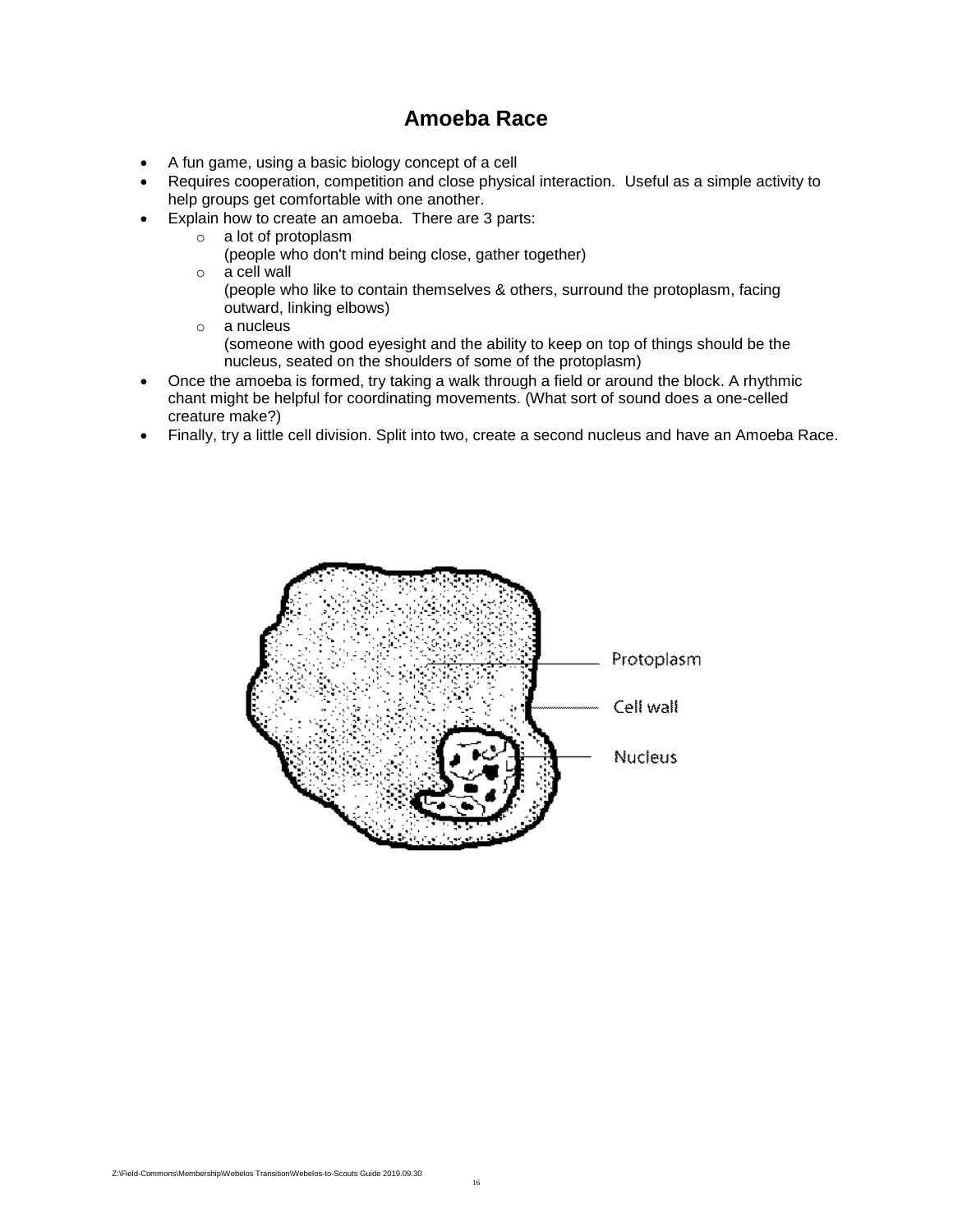# Amoeba Race

- A fun game, using a basic biology concept of a cell
- Requires cooperation, competition and close physical interaction. Useful as a simple activity to help groups get comfortable with one another.
- Explain how to create an amoeba. There are 3 parts:
  - a lot of protoplasm
    (people who don't mind being close, gather together)
  - a cell wall
    (people who like to contain themselves & others, surround the protoplasm, facing outward, linking elbows)
  - a nucleus
    (someone with good eyesight and the ability to keep on top of things should be the nucleus, seated on the shoulders of some of the protoplasm)
- Once the amoeba is formed, try taking a walk through a field or around the block. A rhythmic chant might be helpful for coordinating movements. (What sort of sound does a one-celled creature make?)
- Finally, try a little cell division. Split into two, create a second nucleus and have an Amoeba Race.

Protoplasm

Cell wall

Nucleus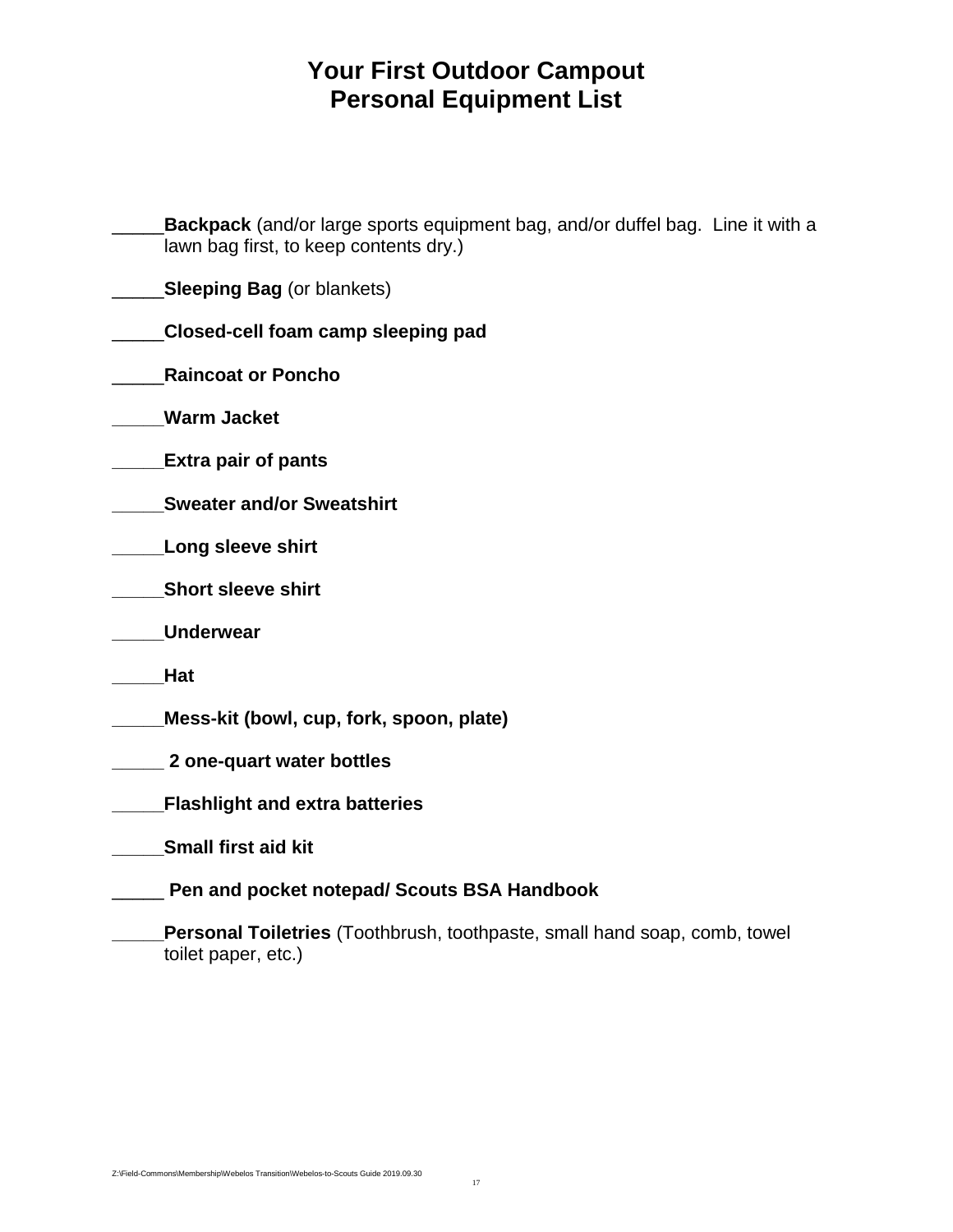# Your First Outdoor Campout
# Personal Equipment List

_____**Backpack** (and/or large sports equipment bag, and/or duffel bag. Line it with a lawn bag first, to keep contents dry.)

_____**Sleeping Bag** (or blankets)

_____**Closed-cell foam camp sleeping pad**

_____**Raincoat or Poncho**

_____**Warm Jacket**

_____**Extra pair of pants**

_____**Sweater and/or Sweatshirt**

_____**Long sleeve shirt**

_____**Short sleeve shirt**

_____**Underwear**

_____**Hat**

_____**Mess-kit (bowl, cup, fork, spoon, plate)**

_____ **2 one-quart water bottles**

_____**Flashlight and extra batteries**

_____**Small first aid kit**

_____ **Pen and pocket notepad/ Scouts BSA Handbook**

_____**Personal Toiletries** (Toothbrush, toothpaste, small hand soap, comb, towel toilet paper, etc.)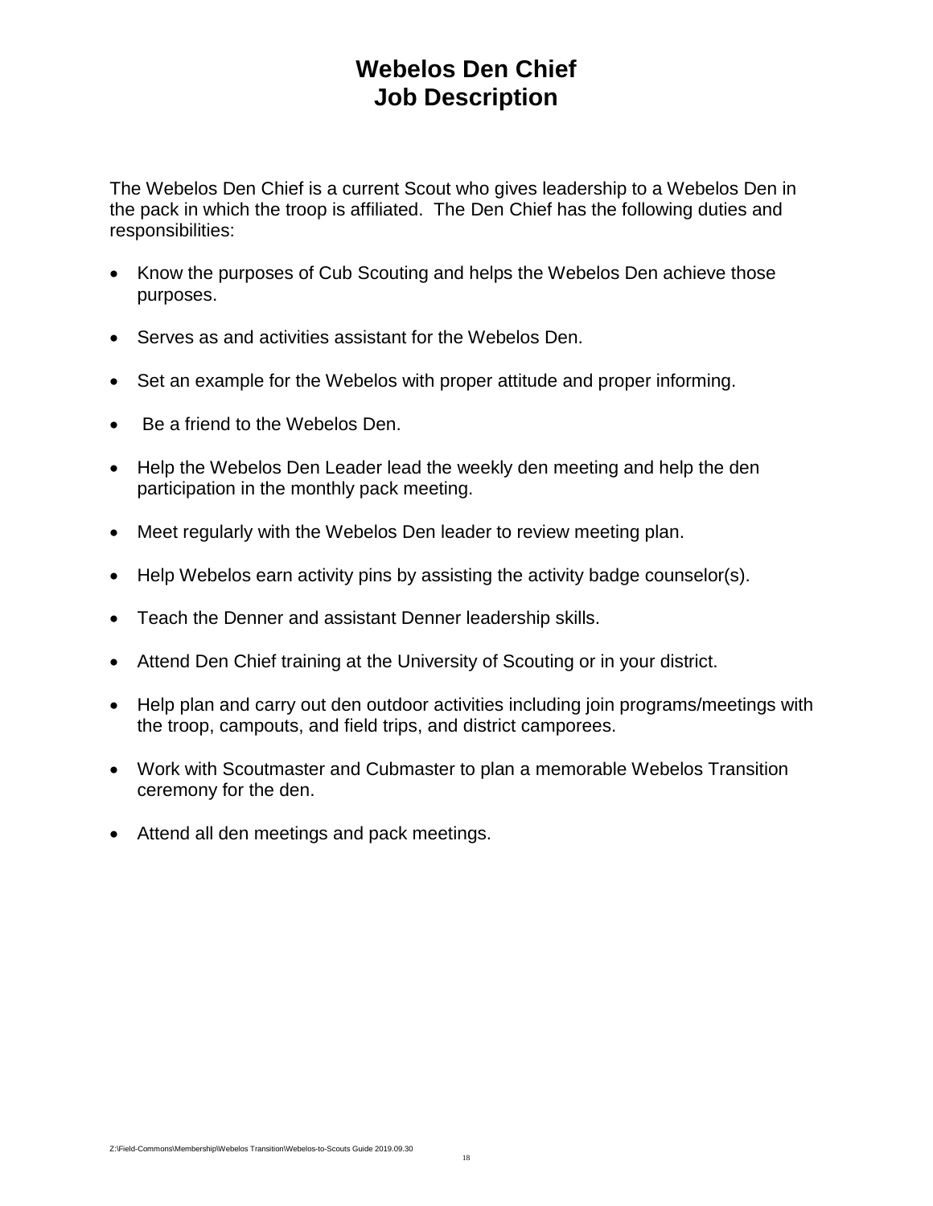# Webelos Den Chief
# Job Description

The Webelos Den Chief is a current Scout who gives leadership to a Webelos Den in the pack in which the troop is affiliated. The Den Chief has the following duties and responsibilities:

- Know the purposes of Cub Scouting and helps the Webelos Den achieve those purposes.
- Serves as and activities assistant for the Webelos Den.
- Set an example for the Webelos with proper attitude and proper informing.
- Be a friend to the Webelos Den.
- Help the Webelos Den Leader lead the weekly den meeting and help the den participation in the monthly pack meeting.
- Meet regularly with the Webelos Den leader to review meeting plan.
- Help Webelos earn activity pins by assisting the activity badge counselor(s).
- Teach the Denner and assistant Denner leadership skills.
- Attend Den Chief training at the University of Scouting or in your district.
- Help plan and carry out den outdoor activities including join programs/meetings with the troop, campouts, and field trips, and district camporees.
- Work with Scoutmaster and Cubmaster to plan a memorable Webelos Transition ceremony for the den.
- Attend all den meetings and pack meetings.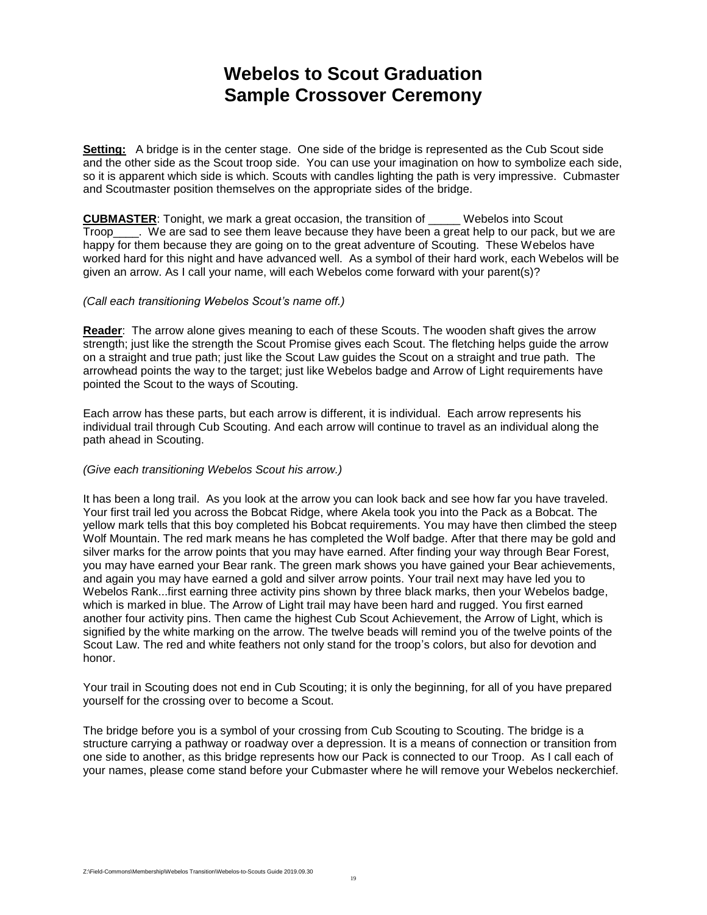# Webelos to Scout Graduation
# Sample Crossover Ceremony

**Setting:** A bridge is in the center stage. One side of the bridge is represented as the Cub Scout side and the other side as the Scout troop side. You can use your imagination on how to symbolize each side, so it is apparent which side is which. Scouts with candles lighting the path is very impressive. Cubmaster and Scoutmaster position themselves on the appropriate sides of the bridge.

**CUBMASTER**: Tonight, we mark a great occasion, the transition of _____ Webelos into Scout Troop____. We are sad to see them leave because they have been a great help to our pack, but we are happy for them because they are going on to the great adventure of Scouting. These Webelos have worked hard for this night and have advanced well. As a symbol of their hard work, each Webelos will be given an arrow. As I call your name, will each Webelos come forward with your parent(s)?

*(Call each transitioning Webelos Scout's name off.)*

**Reader**: The arrow alone gives meaning to each of these Scouts. The wooden shaft gives the arrow strength; just like the strength the Scout Promise gives each Scout. The fletching helps guide the arrow on a straight and true path; just like the Scout Law guides the Scout on a straight and true path. The arrowhead points the way to the target; just like Webelos badge and Arrow of Light requirements have pointed the Scout to the ways of Scouting.

Each arrow has these parts, but each arrow is different, it is individual. Each arrow represents his individual trail through Cub Scouting. And each arrow will continue to travel as an individual along the path ahead in Scouting.

*(Give each transitioning Webelos Scout his arrow.)*

It has been a long trail. As you look at the arrow you can look back and see how far you have traveled. Your first trail led you across the Bobcat Ridge, where Akela took you into the Pack as a Bobcat. The yellow mark tells that this boy completed his Bobcat requirements. You may have then climbed the steep Wolf Mountain. The red mark means he has completed the Wolf badge. After that there may be gold and silver marks for the arrow points that you may have earned. After finding your way through Bear Forest, you may have earned your Bear rank. The green mark shows you have gained your Bear achievements, and again you may have earned a gold and silver arrow points. Your trail next may have led you to Webelos Rank...first earning three activity pins shown by three black marks, then your Webelos badge, which is marked in blue. The Arrow of Light trail may have been hard and rugged. You first earned another four activity pins. Then came the highest Cub Scout Achievement, the Arrow of Light, which is signified by the white marking on the arrow. The twelve beads will remind you of the twelve points of the Scout Law. The red and white feathers not only stand for the troop's colors, but also for devotion and honor.

Your trail in Scouting does not end in Cub Scouting; it is only the beginning, for all of you have prepared yourself for the crossing over to become a Scout.

The bridge before you is a symbol of your crossing from Cub Scouting to Scouting. The bridge is a structure carrying a pathway or roadway over a depression. It is a means of connection or transition from one side to another, as this bridge represents how our Pack is connected to our Troop. As I call each of your names, please come stand before your Cubmaster where he will remove your Webelos neckerchief.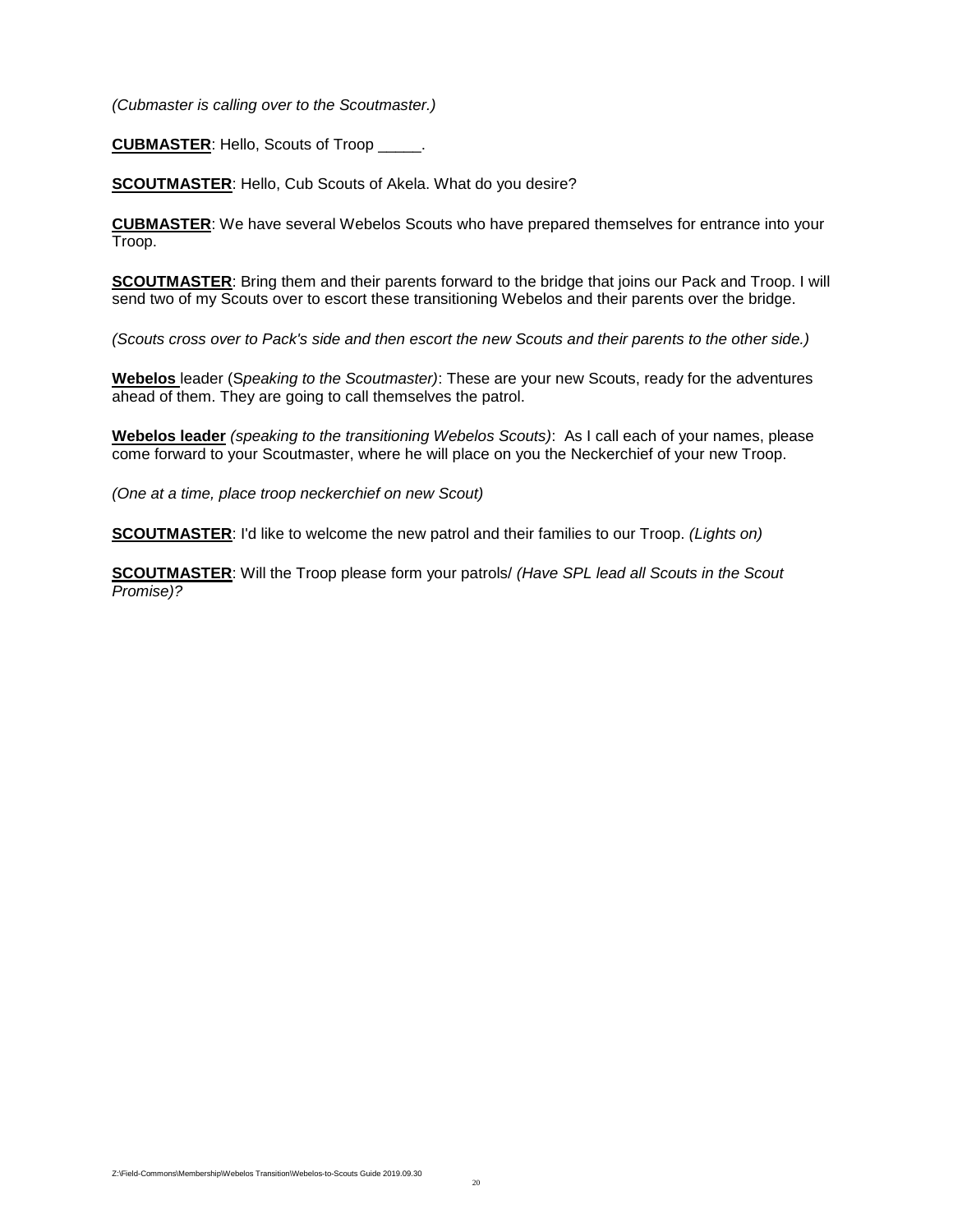*(Cubmaster is calling over to the Scoutmaster.)*

**CUBMASTER**: Hello, Scouts of Troop _____.

**SCOUTMASTER**: Hello, Cub Scouts of Akela. What do you desire?

**CUBMASTER**: We have several Webelos Scouts who have prepared themselves for entrance into your Troop.

**SCOUTMASTER**: Bring them and their parents forward to the bridge that joins our Pack and Troop. I will send two of my Scouts over to escort these transitioning Webelos and their parents over the bridge.

*(Scouts cross over to Pack's side and then escort the new Scouts and their parents to the other side.)*

**Webelos** leader (S*peaking to the Scoutmaster)*: These are your new Scouts, ready for the adventures ahead of them. They are going to call themselves the patrol.

**Webelos leader** *(speaking to the transitioning Webelos Scouts)*: As I call each of your names, please come forward to your Scoutmaster, where he will place on you the Neckerchief of your new Troop.

*(One at a time, place troop neckerchief on new Scout)*

**SCOUTMASTER**: I'd like to welcome the new patrol and their families to our Troop. *(Lights on)*

**SCOUTMASTER**: Will the Troop please form your patrols/ *(Have SPL lead all Scouts in the Scout Promise)?*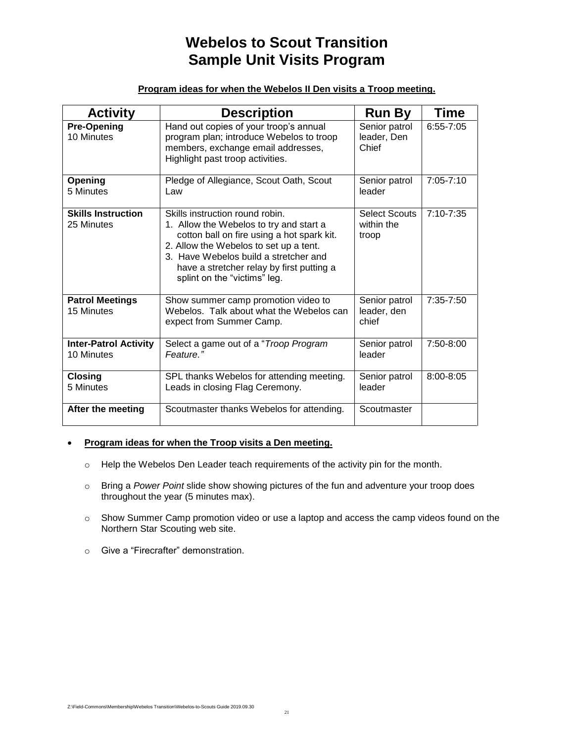# Webelos to Scout Transition
# Sample Unit Visits Program

**Program ideas for when the Webelos II Den visits a Troop meeting.**

| Activity | Description | Run By | Time |
|---|---|---|---|
| **Pre-Opening**<br>10 Minutes | Hand out copies of your troop's annual program plan; introduce Webelos to troop members, exchange email addresses, Highlight past troop activities. | Senior patrol leader, Den Chief | 6:55-7:05 |
| **Opening**<br>5 Minutes | Pledge of Allegiance, Scout Oath, Scout Law | Senior patrol leader | 7:05-7:10 |
| **Skills Instruction**<br>25 Minutes | Skills instruction round robin.<br>1. Allow the Webelos to try and start a cotton ball on fire using a hot spark kit.<br>2. Allow the Webelos to set up a tent.<br>3. Have Webelos build a stretcher and have a stretcher relay by first putting a splint on the "victims" leg. | Select Scouts within the troop | 7:10-7:35 |
| **Patrol Meetings**<br>15 Minutes | Show summer camp promotion video to Webelos. Talk about what the Webelos can expect from Summer Camp. | Senior patrol leader, den chief | 7:35-7:50 |
| **Inter-Patrol Activity**<br>10 Minutes | Select a game out of a "*Troop Program Feature.*" | Senior patrol leader | 7:50-8:00 |
| **Closing**<br>5 Minutes | SPL thanks Webelos for attending meeting. Leads in closing Flag Ceremony. | Senior patrol leader | 8:00-8:05 |
| **After the meeting** | Scoutmaster thanks Webelos for attending. | Scoutmaster | |

- **Program ideas for when the Troop visits a Den meeting.**
  - Help the Webelos Den Leader teach requirements of the activity pin for the month.
  - Bring a *Power Point* slide show showing pictures of the fun and adventure your troop does throughout the year (5 minutes max).
  - Show Summer Camp promotion video or use a laptop and access the camp videos found on the Northern Star Scouting web site.
  - Give a "Firecrafter" demonstration.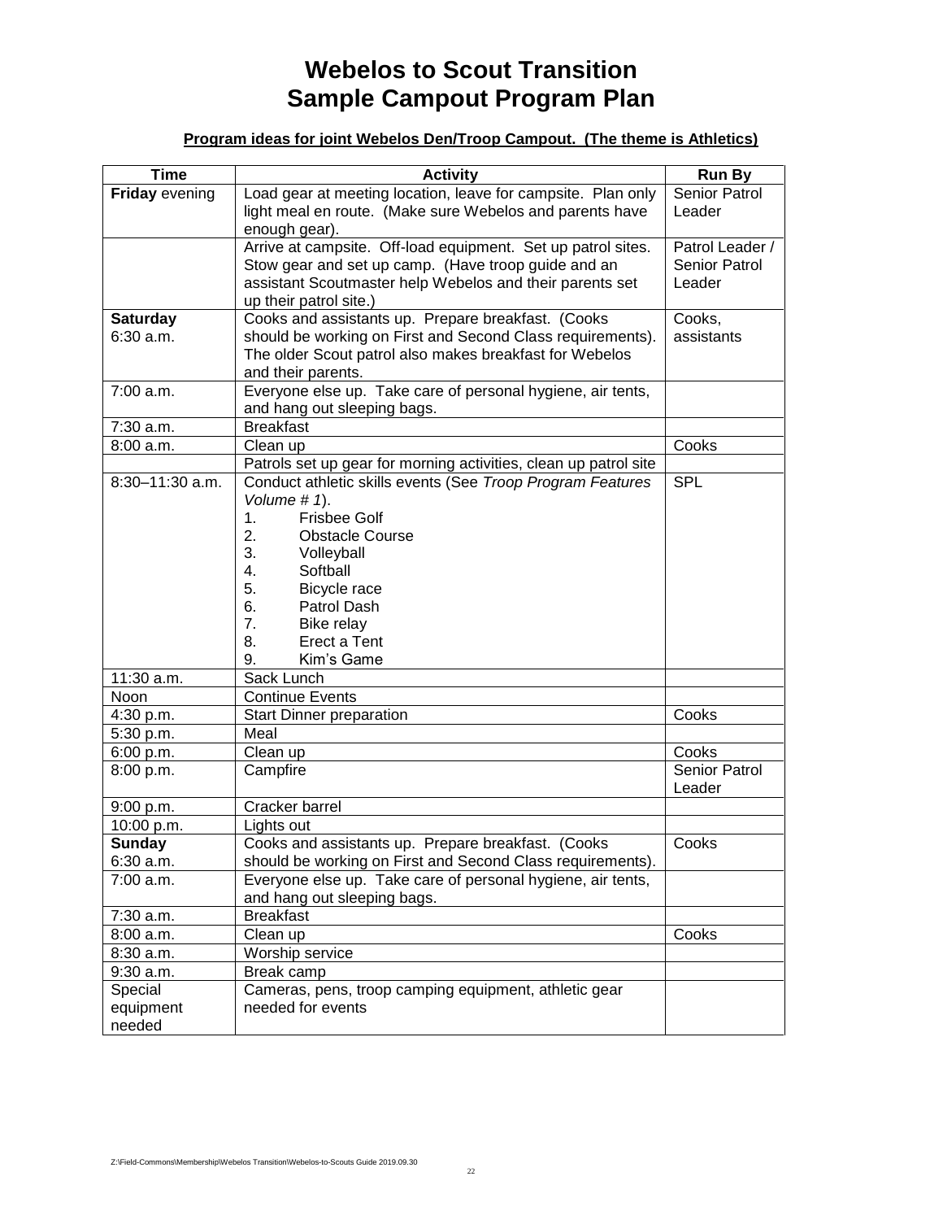# Webelos to Scout Transition
# Sample Campout Program Plan

**Program ideas for joint Webelos Den/Troop Campout. (The theme is Athletics)**

| Time | Activity | Run By |
|---|---|---|
| **Friday** evening | Load gear at meeting location, leave for campsite. Plan only light meal en route. (Make sure Webelos and parents have enough gear). | Senior Patrol Leader |
| | Arrive at campsite. Off-load equipment. Set up patrol sites. Stow gear and set up camp. (Have troop guide and an assistant Scoutmaster help Webelos and their parents set up their patrol site.) | Patrol Leader / Senior Patrol Leader |
| **Saturday** 6:30 a.m. | Cooks and assistants up. Prepare breakfast. (Cooks should be working on First and Second Class requirements). The older Scout patrol also makes breakfast for Webelos and their parents. | Cooks, assistants |
| 7:00 a.m. | Everyone else up. Take care of personal hygiene, air tents, and hang out sleeping bags. | |
| 7:30 a.m. | Breakfast | |
| 8:00 a.m. | Clean up | Cooks |
| | Patrols set up gear for morning activities, clean up patrol site | |
| 8:30–11:30 a.m. | Conduct athletic skills events (See *Troop Program Features Volume # 1*).<br>1. Frisbee Golf<br>2. Obstacle Course<br>3. Volleyball<br>4. Softball<br>5. Bicycle race<br>6. Patrol Dash<br>7. Bike relay<br>8. Erect a Tent<br>9. Kim's Game | SPL |
| 11:30 a.m. | Sack Lunch | |
| Noon | Continue Events | |
| 4:30 p.m. | Start Dinner preparation | Cooks |
| 5:30 p.m. | Meal | |
| 6:00 p.m. | Clean up | Cooks |
| 8:00 p.m. | Campfire | Senior Patrol Leader |
| 9:00 p.m. | Cracker barrel | |
| 10:00 p.m. | Lights out | |
| **Sunday** 6:30 a.m. | Cooks and assistants up. Prepare breakfast. (Cooks should be working on First and Second Class requirements). | Cooks |
| 7:00 a.m. | Everyone else up. Take care of personal hygiene, air tents, and hang out sleeping bags. | |
| 7:30 a.m. | Breakfast | |
| 8:00 a.m. | Clean up | Cooks |
| 8:30 a.m. | Worship service | |
| 9:30 a.m. | Break camp | |
| Special equipment needed | Cameras, pens, troop camping equipment, athletic gear needed for events | |

Z:\Field-Commons\Membership\Webelos Transition\Webelos-to-Scouts Guide 2019.09.30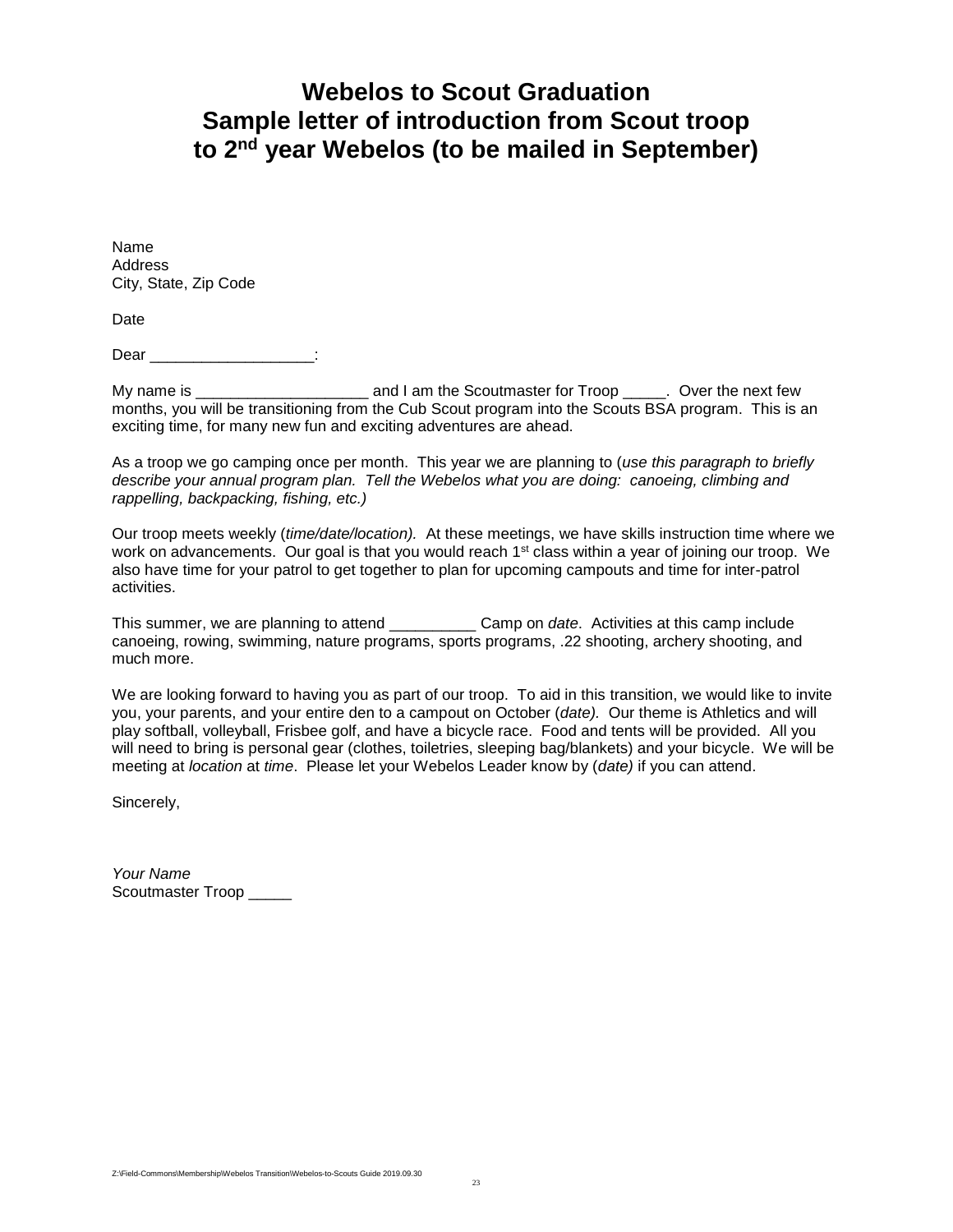# Webelos to Scout Graduation
# Sample letter of introduction from Scout troop to 2nd year Webelos (to be mailed in September)

Name
Address
City, State, Zip Code

Date

Dear ___________________:

My name is ____________________ and I am the Scoutmaster for Troop _____. Over the next few months, you will be transitioning from the Cub Scout program into the Scouts BSA program. This is an exciting time, for many new fun and exciting adventures are ahead.

As a troop we go camping once per month. This year we are planning to (*use this paragraph to briefly describe your annual program plan. Tell the Webelos what you are doing: canoeing, climbing and rappelling, backpacking, fishing, etc.)*

Our troop meets weekly (*time/date/location).* At these meetings, we have skills instruction time where we work on advancements. Our goal is that you would reach 1st class within a year of joining our troop. We also have time for your patrol to get together to plan for upcoming campouts and time for inter-patrol activities.

This summer, we are planning to attend __________ Camp on *date*. Activities at this camp include canoeing, rowing, swimming, nature programs, sports programs, .22 shooting, archery shooting, and much more.

We are looking forward to having you as part of our troop. To aid in this transition, we would like to invite you, your parents, and your entire den to a campout on October (*date).* Our theme is Athletics and will play softball, volleyball, Frisbee golf, and have a bicycle race. Food and tents will be provided. All you will need to bring is personal gear (clothes, toiletries, sleeping bag/blankets) and your bicycle. We will be meeting at *location* at *time*. Please let your Webelos Leader know by (*date)* if you can attend.

Sincerely,

*Your Name*
Scoutmaster Troop _____